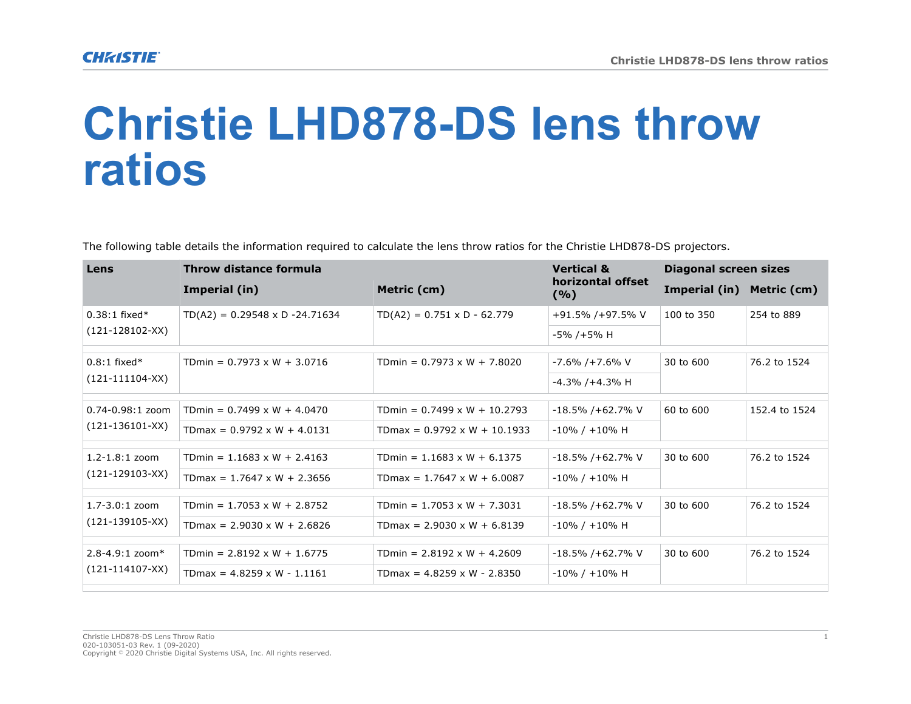# Christie LHD878-DS lens throw ratios

The following table details the information required to calculate the lens throw ratios for the Christie LHD878-DS projectors.

| Lens | Throw distance formula | | Vertical & horizontal offset (%) | Diagonal screen sizes | |
|---|---|---|---|---|---|
| | Imperial (in) | Metric (cm) | | Imperial (in) | Metric (cm) |
| 0.38:1 fixed* (121-128102-XX) | TD(A2) = 0.29548 x D -24.71634 | TD(A2) = 0.751 x D - 62.779 | +91.5% /+97.5% V | 100 to 350 | 254 to 889 |
| | | | -5% /+5% H | | |
| 0.8:1 fixed* (121-111104-XX) | TDmin = 0.7973 x W + 3.0716 | TDmin = 0.7973 x W + 7.8020 | -7.6% /+7.6% V | 30 to 600 | 76.2 to 1524 |
| | | | -4.3% /+4.3% H | | |
| 0.74-0.98:1 zoom (121-136101-XX) | TDmin = 0.7499 x W + 4.0470 | TDmin = 0.7499 x W + 10.2793 | -18.5% /+62.7% V | 60 to 600 | 152.4 to 1524 |
| | TDmax = 0.9792 x W + 4.0131 | TDmax = 0.9792 x W + 10.1933 | -10% / +10% H | | |
| 1.2-1.8:1 zoom (121-129103-XX) | TDmin = 1.1683 x W + 2.4163 | TDmin = 1.1683 x W + 6.1375 | -18.5% /+62.7% V | 30 to 600 | 76.2 to 1524 |
| | TDmax = 1.7647 x W + 2.3656 | TDmax = 1.7647 x W + 6.0087 | -10% / +10% H | | |
| 1.7-3.0:1 zoom (121-139105-XX) | TDmin = 1.7053 x W + 2.8752 | TDmin = 1.7053 x W + 7.3031 | -18.5% /+62.7% V | 30 to 600 | 76.2 to 1524 |
| | TDmax = 2.9030 x W + 2.6826 | TDmax = 2.9030 x W + 6.8139 | -10% / +10% H | | |
| 2.8-4.9:1 zoom* (121-114107-XX) | TDmin = 2.8192 x W + 1.6775 | TDmin = 2.8192 x W + 4.2609 | -18.5% /+62.7% V | 30 to 600 | 76.2 to 1524 |
| | TDmax = 4.8259 x W - 1.1161 | TDmax = 4.8259 x W - 2.8350 | -10% / +10% H | | |

Christie LHD878-DS Lens Throw Ratio
020-103051-03 Rev. 1 (09-2020)
Copyright © 2020 Christie Digital Systems USA, Inc. All rights reserved.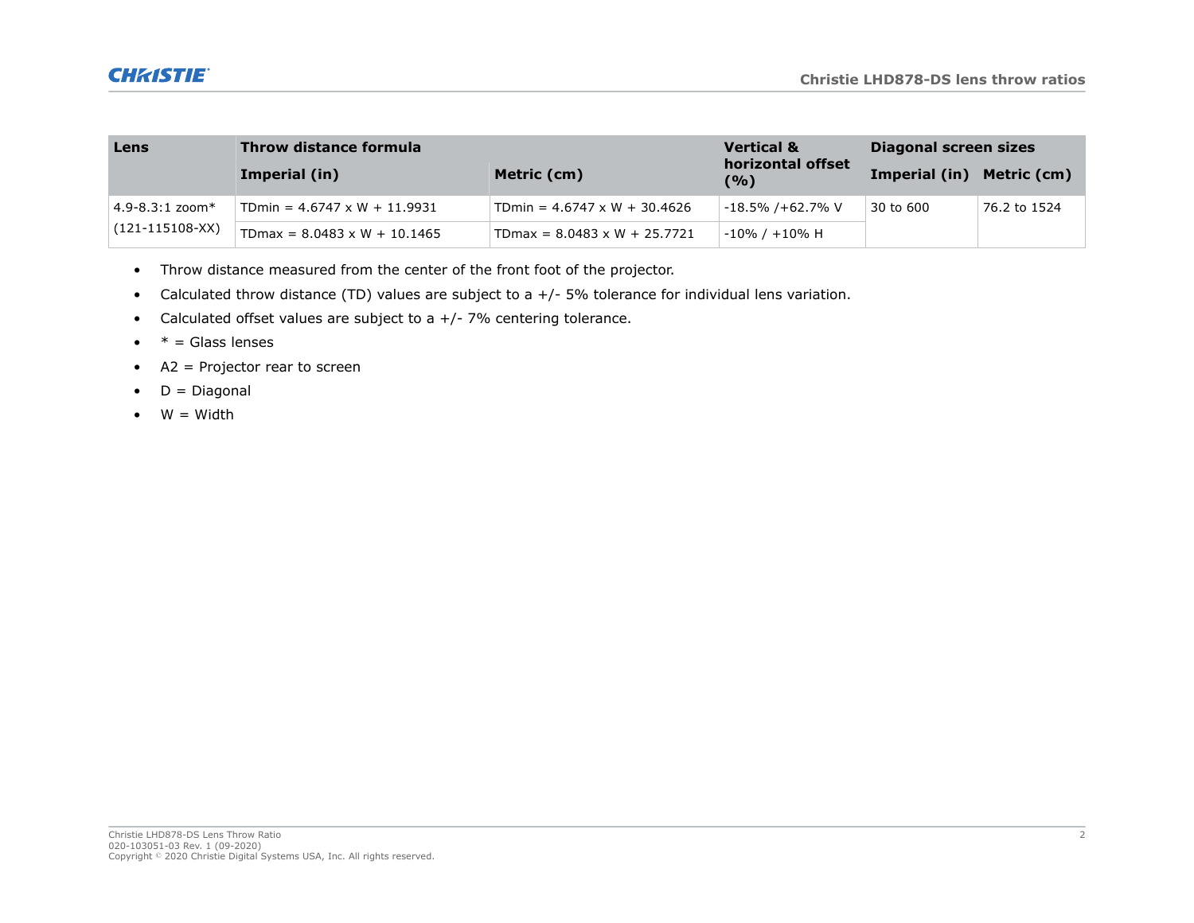| Lens | Throw distance formula | | Vertical & horizontal offset (%) | Diagonal screen sizes | |
|---|---|---|---|---|---|
| | Imperial (in) | Metric (cm) | | Imperial (in) | Metric (cm) |
| 4.9-8.3:1 zoom* (121-115108-XX) | TDmin = 4.6747 x W + 11.9931 | TDmin = 4.6747 x W + 30.4626 | -18.5% /+62.7% V | 30 to 600 | 76.2 to 1524 |
| | TDmax = 8.0483 x W + 10.1465 | TDmax = 8.0483 x W + 25.7721 | -10% / +10% H | | |

- Throw distance measured from the center of the front foot of the projector.
- Calculated throw distance (TD) values are subject to a +/- 5% tolerance for individual lens variation.
- Calculated offset values are subject to a +/- 7% centering tolerance.
- * = Glass lenses
- A2 = Projector rear to screen
- D = Diagonal
- W = Width